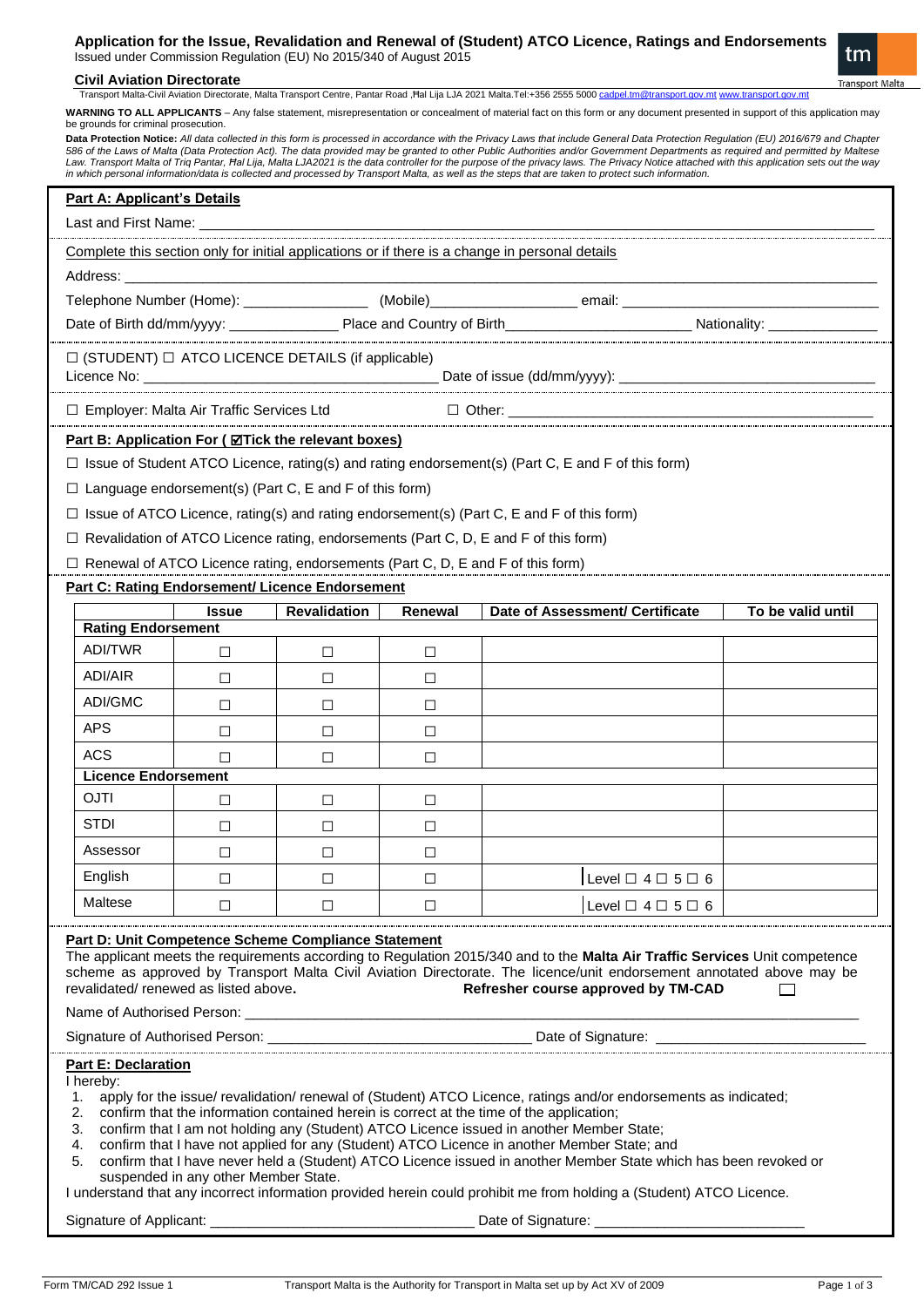# Application for the Issue, Revalidation and Renewal of (Student) ATCO Licence, Ratings and Endorsements

Issued under Commission Regulation (EU) No 2015/340 of August 2015

**Civil Aviation Directorate**

Transport Malta-Civil Aviation Directorate, Malta Transport Centre, Pantar Road ,Ħal Lija LJA 2021 Malta.Tel:+356 2555 5000 cadpel.tm@transport.gov.mt www.transport.gov.mt

**WARNING TO ALL APPLICANTS** – Any false statement, misrepresentation or concealment of material fact on this form or any document presented in support of this application may be grounds for criminal prosecution.

**Data Protection Notice:** *All data collected in this form is processed in accordance with the Privacy Laws that include General Data Protection Regulation (EU) 2016/679 and Chapter 586 of the Laws of Malta (Data Protection Act). The data provided may be granted to other Public Authorities and/or Government Departments as required and permitted by Maltese Law. Transport Malta of Triq Pantar, Ħal Lija, Malta LJA2021 is the data controller for the purpose of the privacy laws. The Privacy Notice attached with this application sets out the way in which personal information/data is collected and processed by Transport Malta, as well as the steps that are taken to protect such information.*

## Part A: Applicant's Details

Last and First Name: ______________________________

Complete this section only for initial applications or if there is a change in personal details

Address: ______________________________

Telephone Number (Home): ________________ (Mobile)__________________ email: ______________________________

Date of Birth dd/mm/yyyy: ______________ Place and Country of Birth________________________ Nationality: ______________

☐ (STUDENT) ☐ ATCO LICENCE DETAILS (if applicable)

Licence No: ______________________________ Date of issue (dd/mm/yyyy): ______________________________

☐ Employer: Malta Air Traffic Services Ltd ☐ Other: ______________________________

## Part B: Application For ( ☑Tick the relevant boxes)

☐ Issue of Student ATCO Licence, rating(s) and rating endorsement(s) (Part C, E and F of this form)

☐ Language endorsement(s) (Part C, E and F of this form)

☐ Issue of ATCO Licence, rating(s) and rating endorsement(s) (Part C, E and F of this form)

☐ Revalidation of ATCO Licence rating, endorsements (Part C, D, E and F of this form)

☐ Renewal of ATCO Licence rating, endorsements (Part C, D, E and F of this form)

## Part C: Rating Endorsement/ Licence Endorsement

| | Issue | Revalidation | Renewal | Date of Assessment/ Certificate | To be valid until |
|---|---|---|---|---|---|
| **Rating Endorsement** | | | | | |
| ADI/TWR | ☐ | ☐ | ☐ | | |
| ADI/AIR | ☐ | ☐ | ☐ | | |
| ADI/GMC | ☐ | ☐ | ☐ | | |
| APS | ☐ | ☐ | ☐ | | |
| ACS | ☐ | ☐ | ☐ | | |
| **Licence Endorsement** | | | | | |
| OJTI | ☐ | ☐ | ☐ | | |
| STDI | ☐ | ☐ | ☐ | | |
| Assessor | ☐ | ☐ | ☐ | | |
| English | ☐ | ☐ | ☐ | Level ☐ 4 ☐ 5 ☐ 6 | |
| Maltese | ☐ | ☐ | ☐ | Level ☐ 4 ☐ 5 ☐ 6 | |

## Part D: Unit Competence Scheme Compliance Statement

The applicant meets the requirements according to Regulation 2015/340 and to the **Malta Air Traffic Services** Unit competence scheme as approved by Transport Malta Civil Aviation Directorate. The licence/unit endorsement annotated above may be revalidated/ renewed as listed above. **Refresher course approved by TM-CAD** ☐

Name of Authorised Person: ______________________________

Signature of Authorised Person: ______________________________ Date of Signature: ______________________________

## Part E: Declaration

I hereby:

1. apply for the issue/ revalidation/ renewal of (Student) ATCO Licence, ratings and/or endorsements as indicated;
2. confirm that the information contained herein is correct at the time of the application;
3. confirm that I am not holding any (Student) ATCO Licence issued in another Member State;
4. confirm that I have not applied for any (Student) ATCO Licence in another Member State; and
5. confirm that I have never held a (Student) ATCO Licence issued in another Member State which has been revoked or suspended in any other Member State.

I understand that any incorrect information provided herein could prohibit me from holding a (Student) ATCO Licence.

Signature of Applicant: ______________________________ Date of Signature: ______________________________

Form TM/CAD 292 Issue 1 — Transport Malta is the Authority for Transport in Malta set up by Act XV of 2009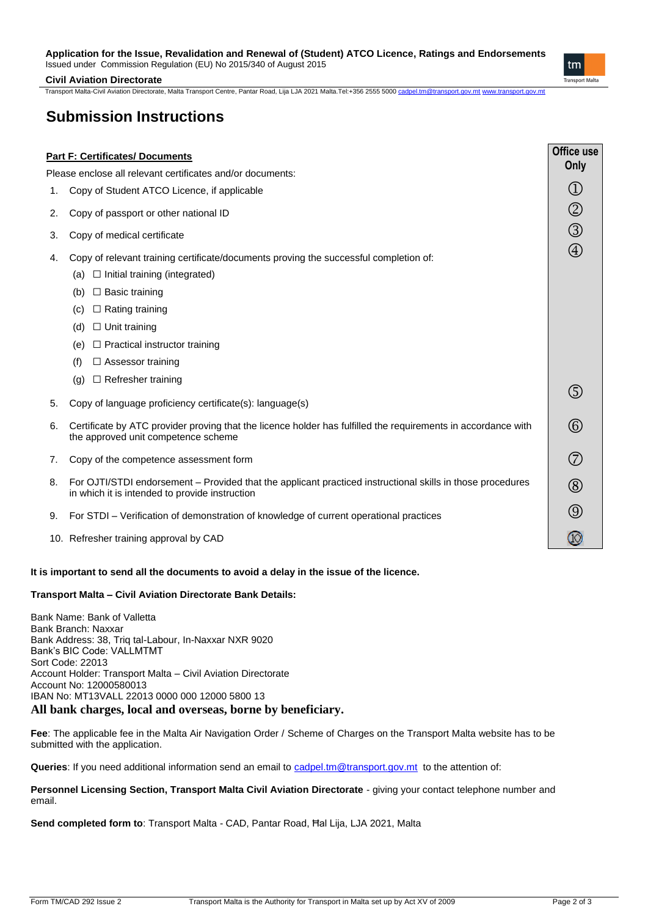# Submission Instructions

**Part F: Certificates/ Documents**

Please enclose all relevant certificates and/or documents:

| | Office use Only |
|---|---|
| 1. Copy of Student ATCO Licence, if applicable | ① |
| 2. Copy of passport or other national ID | ② |
| 3. Copy of medical certificate | ③ |
| 4. Copy of relevant training certificate/documents proving the successful completion of:<br>(a) ☐ Initial training (integrated)<br>(b) ☐ Basic training<br>(c) ☐ Rating training<br>(d) ☐ Unit training<br>(e) ☐ Practical instructor training<br>(f) ☐ Assessor training<br>(g) ☐ Refresher training | ④ |
| 5. Copy of language proficiency certificate(s): language(s) | ⑤ |
| 6. Certificate by ATC provider proving that the licence holder has fulfilled the requirements in accordance with the approved unit competence scheme | ⑥ |
| 7. Copy of the competence assessment form | ⑦ |
| 8. For OJTI/STDI endorsement – Provided that the applicant practiced instructional skills in those procedures in which it is intended to provide instruction | ⑧ |
| 9. For STDI – Verification of demonstration of knowledge of current operational practices | ⑨ |
| 10. Refresher training approval by CAD | ⑩ |

**It is important to send all the documents to avoid a delay in the issue of the licence.**

**Transport Malta – Civil Aviation Directorate Bank Details:**

Bank Name: Bank of Valletta
Bank Branch: Naxxar
Bank Address: 38, Triq tal-Labour, In-Naxxar NXR 9020
Bank's BIC Code: VALLMTMT
Sort Code: 22013
Account Holder: Transport Malta – Civil Aviation Directorate
Account No: 12000580013
IBAN No: MT13VALL 22013 0000 000 12000 5800 13

**All bank charges, local and overseas, borne by beneficiary.**

**Fee**: The applicable fee in the Malta Air Navigation Order / Scheme of Charges on the Transport Malta website has to be submitted with the application.

**Queries**: If you need additional information send an email to cadpel.tm@transport.gov.mt to the attention of:

**Personnel Licensing Section, Transport Malta Civil Aviation Directorate** - giving your contact telephone number and email.

**Send completed form to**: Transport Malta - CAD, Pantar Road, Ħal Lija, LJA 2021, Malta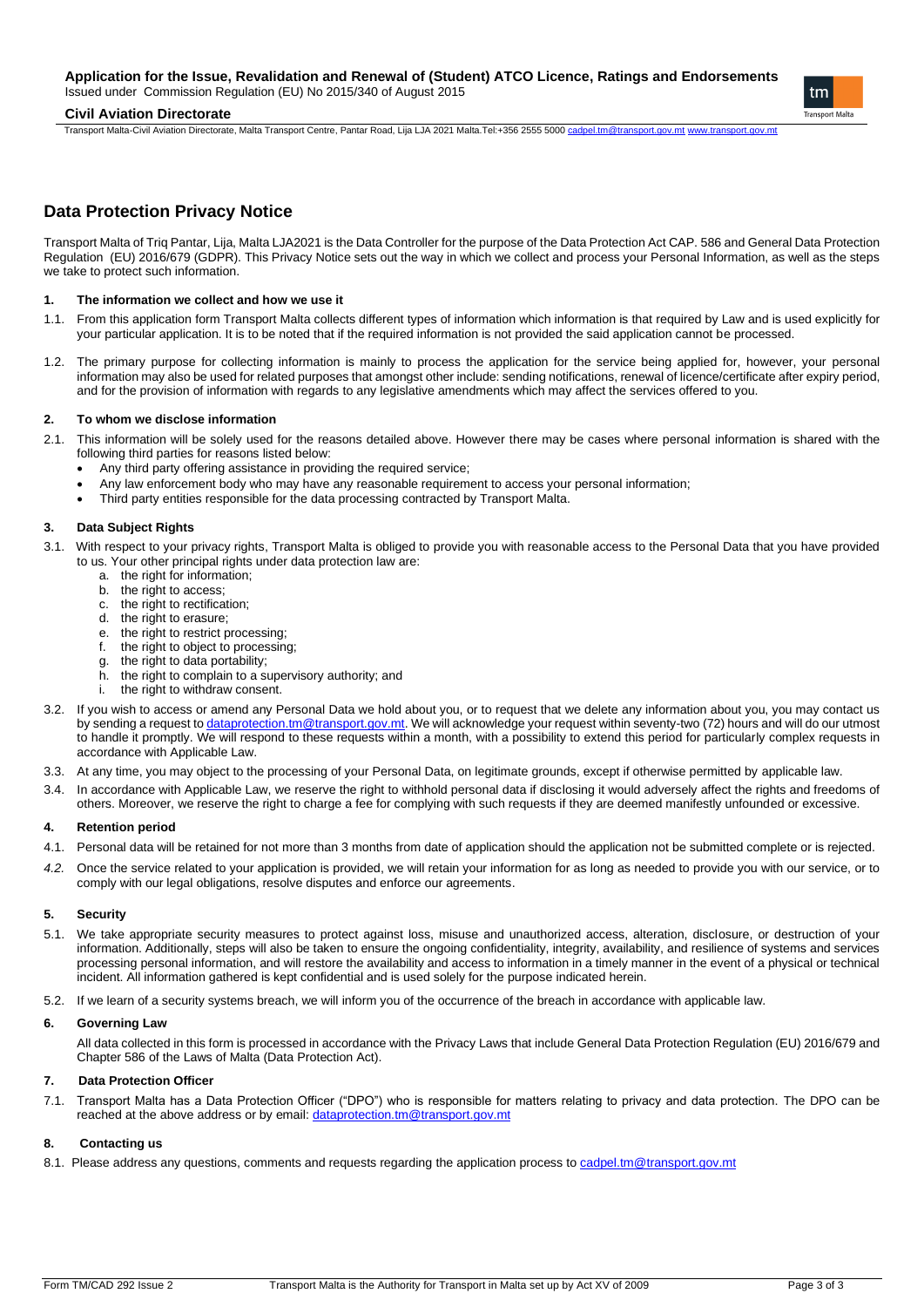# Data Protection Privacy Notice

Transport Malta of Triq Pantar, Lija, Malta LJA2021 is the Data Controller for the purpose of the Data Protection Act CAP. 586 and General Data Protection Regulation (EU) 2016/679 (GDPR). This Privacy Notice sets out the way in which we collect and process your Personal Information, as well as the steps we take to protect such information.

## 1. The information we collect and how we use it

1.1. From this application form Transport Malta collects different types of information which information is that required by Law and is used explicitly for your particular application. It is to be noted that if the required information is not provided the said application cannot be processed.

1.2. The primary purpose for collecting information is mainly to process the application for the service being applied for, however, your personal information may also be used for related purposes that amongst other include: sending notifications, renewal of licence/certificate after expiry period, and for the provision of information with regards to any legislative amendments which may affect the services offered to you.

## 2. To whom we disclose information

2.1. This information will be solely used for the reasons detailed above. However there may be cases where personal information is shared with the following third parties for reasons listed below:

- Any third party offering assistance in providing the required service;
- Any law enforcement body who may have any reasonable requirement to access your personal information;
- Third party entities responsible for the data processing contracted by Transport Malta.

## 3. Data Subject Rights

3.1. With respect to your privacy rights, Transport Malta is obliged to provide you with reasonable access to the Personal Data that you have provided to us. Your other principal rights under data protection law are:

a. the right for information;
b. the right to access;
c. the right to rectification;
d. the right to erasure;
e. the right to restrict processing;
f. the right to object to processing;
g. the right to data portability;
h. the right to complain to a supervisory authority; and
i. the right to withdraw consent.

3.2. If you wish to access or amend any Personal Data we hold about you, or to request that we delete any information about you, you may contact us by sending a request to dataprotection.tm@transport.gov.mt. We will acknowledge your request within seventy-two (72) hours and will do our utmost to handle it promptly. We will respond to these requests within a month, with a possibility to extend this period for particularly complex requests in accordance with Applicable Law.

3.3. At any time, you may object to the processing of your Personal Data, on legitimate grounds, except if otherwise permitted by applicable law.

3.4. In accordance with Applicable Law, we reserve the right to withhold personal data if disclosing it would adversely affect the rights and freedoms of others. Moreover, we reserve the right to charge a fee for complying with such requests if they are deemed manifestly unfounded or excessive.

## 4. Retention period

4.1. Personal data will be retained for not more than 3 months from date of application should the application not be submitted complete or is rejected.

*4.2.* Once the service related to your application is provided, we will retain your information for as long as needed to provide you with our service, or to comply with our legal obligations, resolve disputes and enforce our agreements.

## 5. Security

5.1. We take appropriate security measures to protect against loss, misuse and unauthorized access, alteration, disclosure, or destruction of your information. Additionally, steps will also be taken to ensure the ongoing confidentiality, integrity, availability, and resilience of systems and services processing personal information, and will restore the availability and access to information in a timely manner in the event of a physical or technical incident. All information gathered is kept confidential and is used solely for the purpose indicated herein.

5.2. If we learn of a security systems breach, we will inform you of the occurrence of the breach in accordance with applicable law.

## 6. Governing Law

All data collected in this form is processed in accordance with the Privacy Laws that include General Data Protection Regulation (EU) 2016/679 and Chapter 586 of the Laws of Malta (Data Protection Act).

## 7. Data Protection Officer

7.1. Transport Malta has a Data Protection Officer ("DPO") who is responsible for matters relating to privacy and data protection. The DPO can be reached at the above address or by email: dataprotection.tm@transport.gov.mt

## 8. Contacting us

8.1. Please address any questions, comments and requests regarding the application process to cadpel.tm@transport.gov.mt